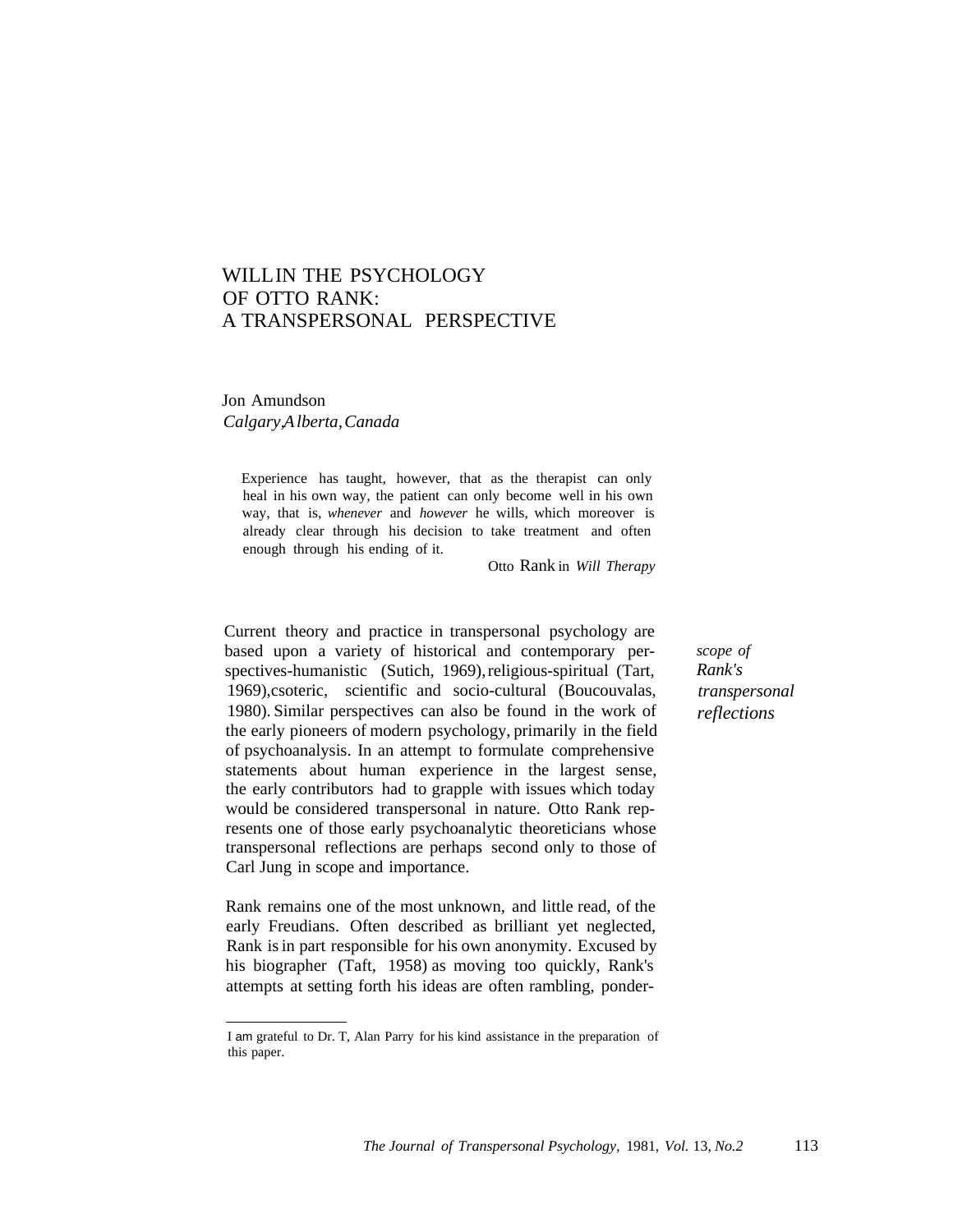# WILL IN THE PSYCHOLOGY OF OTTO RANK: A TRANSPERSONAL PERSPECTIVE

Jon Amundson
*Calgary, Alberta, Canada*

> Experience has taught, however, that as the therapist can only heal in his own way, the patient can only become well in his own way, that is, *whenever* and *however* he wills, which moreover is already clear through his decision to take treatment and often enough through his ending of it.
>
> Otto Rank in *Will Therapy*

*scope of Rank's transpersonal reflections*

Current theory and practice in transpersonal psychology are based upon a variety of historical and contemporary perspectives-humanistic (Sutich, 1969), religious-spiritual (Tart, 1969), esoteric, scientific and socio-cultural (Boucouvalas, 1980). Similar perspectives can also be found in the work of the early pioneers of modern psychology, primarily in the field of psychoanalysis. In an attempt to formulate comprehensive statements about human experience in the largest sense, the early contributors had to grapple with issues which today would be considered transpersonal in nature. Otto Rank represents one of those early psychoanalytic theoreticians whose transpersonal reflections are perhaps second only to those of Carl Jung in scope and importance.

Rank remains one of the most unknown, and little read, of the early Freudians. Often described as brilliant yet neglected, Rank is in part responsible for his own anonymity. Excused by his biographer (Taft, 1958) as moving too quickly, Rank's attempts at setting forth his ideas are often rambling, ponder-

---

I am grateful to Dr. T, Alan Parry for his kind assistance in the preparation of this paper.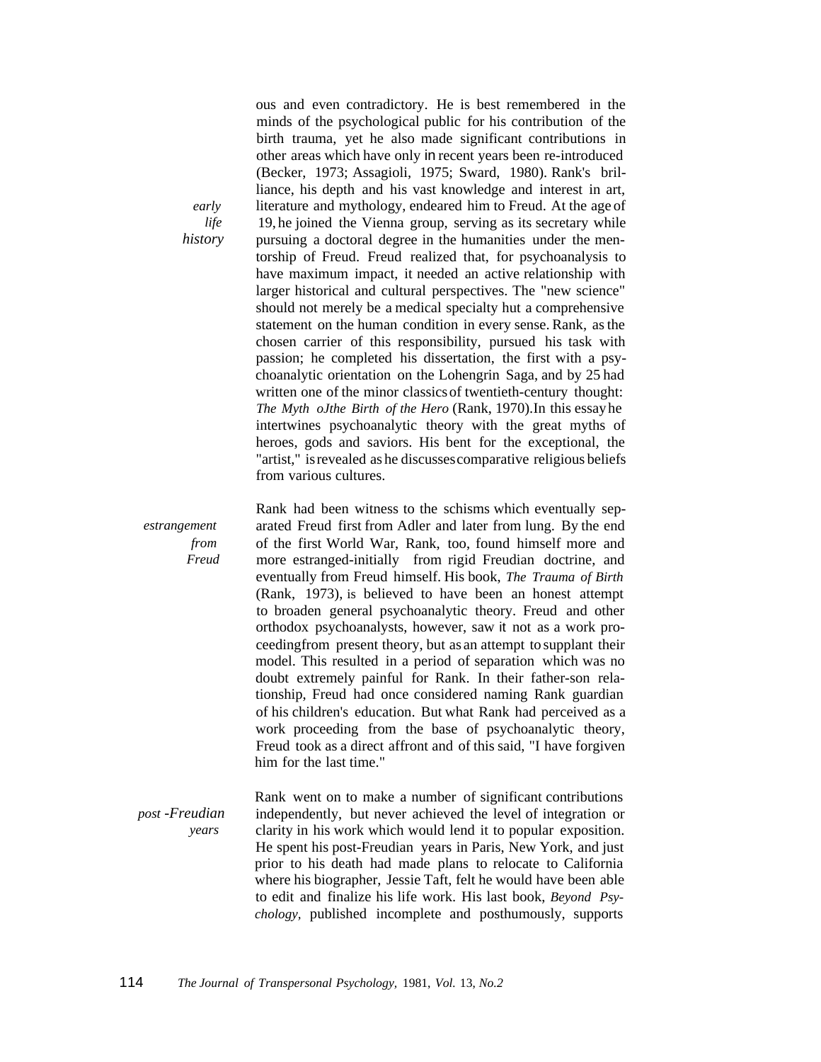ous and even contradictory. He is best remembered in the minds of the psychological public for his contribution of the birth trauma, yet he also made significant contributions in other areas which have only in recent years been re-introduced (Becker, 1973; Assagioli, 1975; Sward, 1980). Rank's brilliance, his depth and his vast knowledge and interest in art, literature and mythology, endeared him to Freud. At the age of 19, he joined the Vienna group, serving as its secretary while pursuing a doctoral degree in the humanities under the mentorship of Freud. Freud realized that, for psychoanalysis to have maximum impact, it needed an active relationship with larger historical and cultural perspectives. The "new science" should not merely be a medical specialty hut a comprehensive statement on the human condition in every sense. Rank, as the chosen carrier of this responsibility, pursued his task with passion; he completed his dissertation, the first with a psychoanalytic orientation on the Lohengrin Saga, and by 25 had written one of the minor classics of twentieth-century thought: *The Myth oJthe Birth of the Hero* (Rank, 1970). In this essay he intertwines psychoanalytic theory with the great myths of heroes, gods and saviors. His bent for the exceptional, the "artist," is revealed as he discusses comparative religious beliefs from various cultures.

*early life history*

Rank had been witness to the schisms which eventually separated Freud first from Adler and later from lung. By the end of the first World War, Rank, too, found himself more and more estranged-initially from rigid Freudian doctrine, and eventually from Freud himself. His book, *The Trauma of Birth* (Rank, 1973), is believed to have been an honest attempt to broaden general psychoanalytic theory. Freud and other orthodox psychoanalysts, however, saw it not as a work proceedingfrom present theory, but as an attempt to supplant their model. This resulted in a period of separation which was no doubt extremely painful for Rank. In their father-son relationship, Freud had once considered naming Rank guardian of his children's education. But what Rank had perceived as a work proceeding from the base of psychoanalytic theory, Freud took as a direct affront and of this said, "I have forgiven him for the last time."

*estrangement from Freud*

Rank went on to make a number of significant contributions independently, but never achieved the level of integration or clarity in his work which would lend it to popular exposition. He spent his post-Freudian years in Paris, New York, and just prior to his death had made plans to relocate to California where his biographer, Jessie Taft, felt he would have been able to edit and finalize his life work. His last book, *Beyond Psychology,* published incomplete and posthumously, supports

*post-Freudian years*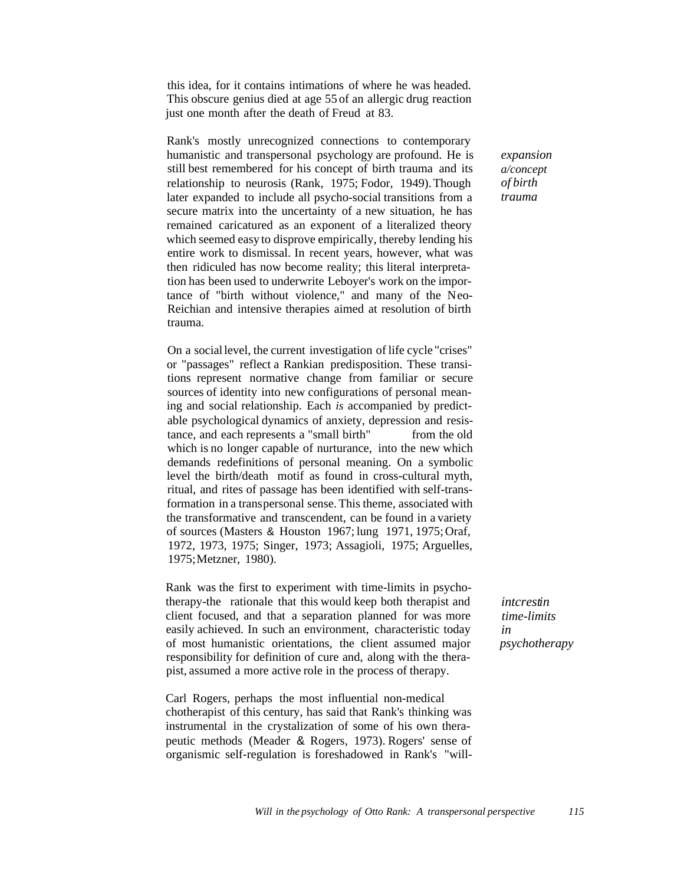this idea, for it contains intimations of where he was headed. This obscure genius died at age 55 of an allergic drug reaction just one month after the death of Freud at 83.

*expansion a/concept of birth trauma*

Rank's mostly unrecognized connections to contemporary humanistic and transpersonal psychology are profound. He is still best remembered for his concept of birth trauma and its relationship to neurosis (Rank, 1975; Fodor, 1949). Though later expanded to include all psycho-social transitions from a secure matrix into the uncertainty of a new situation, he has remained caricatured as an exponent of a literalized theory which seemed easy to disprove empirically, thereby lending his entire work to dismissal. In recent years, however, what was then ridiculed has now become reality; this literal interpretation has been used to underwrite Leboyer's work on the importance of "birth without violence," and many of the Neo-Reichian and intensive therapies aimed at resolution of birth trauma.

On a social level, the current investigation of life cycle "crises" or "passages" reflect a Rankian predisposition. These transitions represent normative change from familiar or secure sources of identity into new configurations of personal meaning and social relationship. Each *is* accompanied by predictable psychological dynamics of anxiety, depression and resistance, and each represents a "small birth" from the old which is no longer capable of nurturance, into the new which demands redefinitions of personal meaning. On a symbolic level the birth/death motif as found in cross-cultural myth, ritual, and rites of passage has been identified with self-transformation in a transpersonal sense. This theme, associated with the transformative and transcendent, can be found in a variety of sources (Masters & Houston 1967; lung 1971, 1975; Oraf, 1972, 1973, 1975; Singer, 1973; Assagioli, 1975; Arguelles, 1975; Metzner, 1980).

*intcrestin time-limits in psychotherapy*

Rank was the first to experiment with time-limits in psychotherapy-the rationale that this would keep both therapist and client focused, and that a separation planned for was more easily achieved. In such an environment, characteristic today of most humanistic orientations, the client assumed major responsibility for definition of cure and, along with the therapist, assumed a more active role in the process of therapy.

Carl Rogers, perhaps the most influential non-medical chotherapist of this century, has said that Rank's thinking was instrumental in the crystalization of some of his own therapeutic methods (Meader & Rogers, 1973). Rogers' sense of organismic self-regulation is foreshadowed in Rank's "will-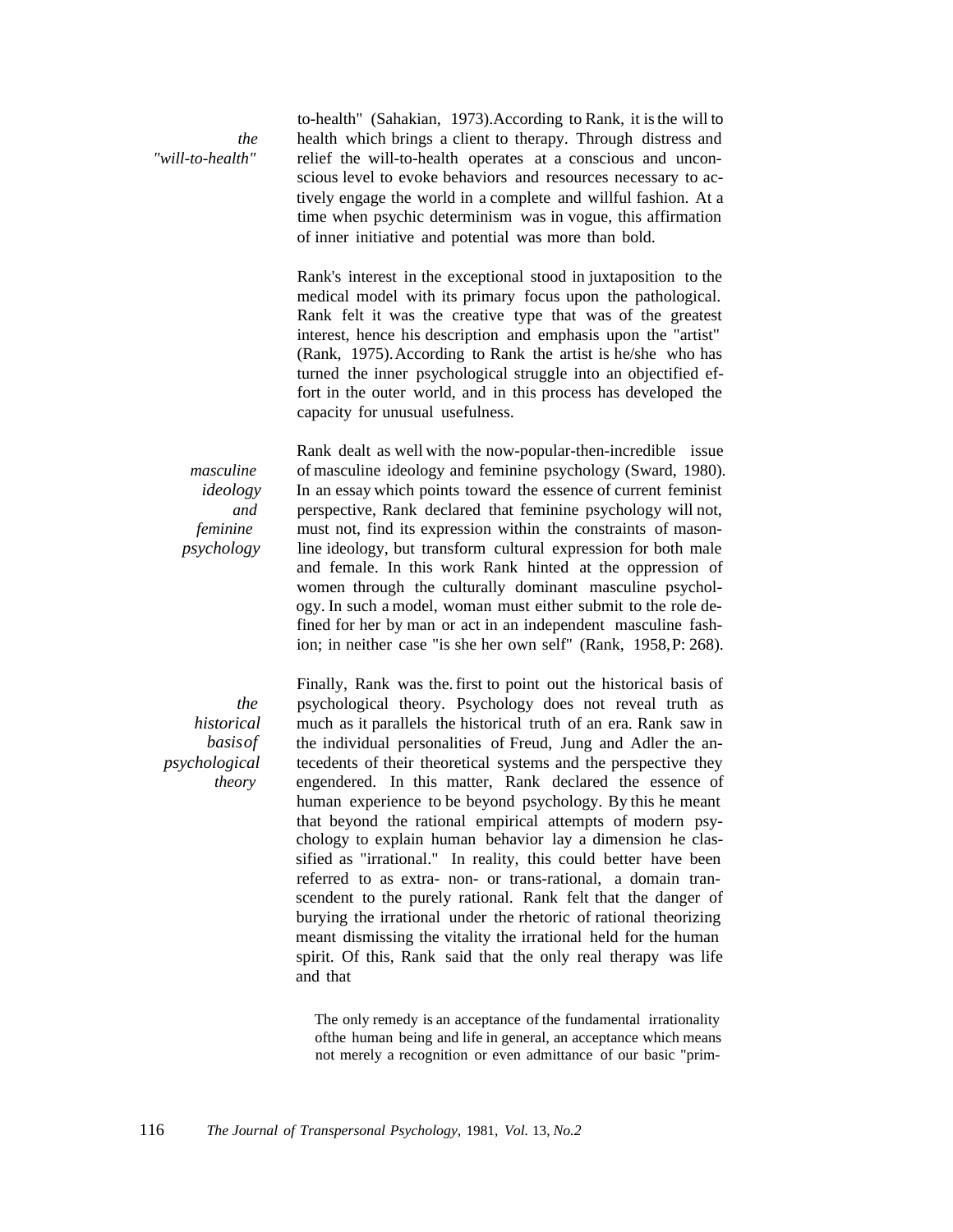to-health" (Sahakian, 1973). According to Rank, it is the will to health which brings a client to therapy. Through distress and relief the will-to-health operates at a conscious and unconscious level to evoke behaviors and resources necessary to actively engage the world in a complete and willful fashion. At a time when psychic determinism was in vogue, this affirmation of inner initiative and potential was more than bold.

*the "will-to-health"*

Rank's interest in the exceptional stood in juxtaposition to the medical model with its primary focus upon the pathological. Rank felt it was the creative type that was of the greatest interest, hence his description and emphasis upon the "artist" (Rank, 1975). According to Rank the artist is he/she who has turned the inner psychological struggle into an objectified effort in the outer world, and in this process has developed the capacity for unusual usefulness.

*masculine ideology and feminine psychology*

Rank dealt as well with the now-popular-then-incredible issue of masculine ideology and feminine psychology (Sward, 1980). In an essay which points toward the essence of current feminist perspective, Rank declared that feminine psychology will not, must not, find its expression within the constraints of masonline ideology, but transform cultural expression for both male and female. In this work Rank hinted at the oppression of women through the culturally dominant masculine psychology. In such a model, woman must either submit to the role defined for her by man or act in an independent masculine fashion; in neither case "is she her own self" (Rank, 1958, P: 268).

*the historical basis of psychological theory*

Finally, Rank was the first to point out the historical basis of psychological theory. Psychology does not reveal truth as much as it parallels the historical truth of an era. Rank saw in the individual personalities of Freud, Jung and Adler the antecedents of their theoretical systems and the perspective they engendered. In this matter, Rank declared the essence of human experience to be beyond psychology. By this he meant that beyond the rational empirical attempts of modern psychology to explain human behavior lay a dimension he classified as "irrational." In reality, this could better have been referred to as extra- non- or trans-rational, a domain transcendent to the purely rational. Rank felt that the danger of burying the irrational under the rhetoric of rational theorizing meant dismissing the vitality the irrational held for the human spirit. Of this, Rank said that the only real therapy was life and that

> The only remedy is an acceptance of the fundamental irrationality ofthe human being and life in general, an acceptance which means not merely a recognition or even admittance of our basic "prim-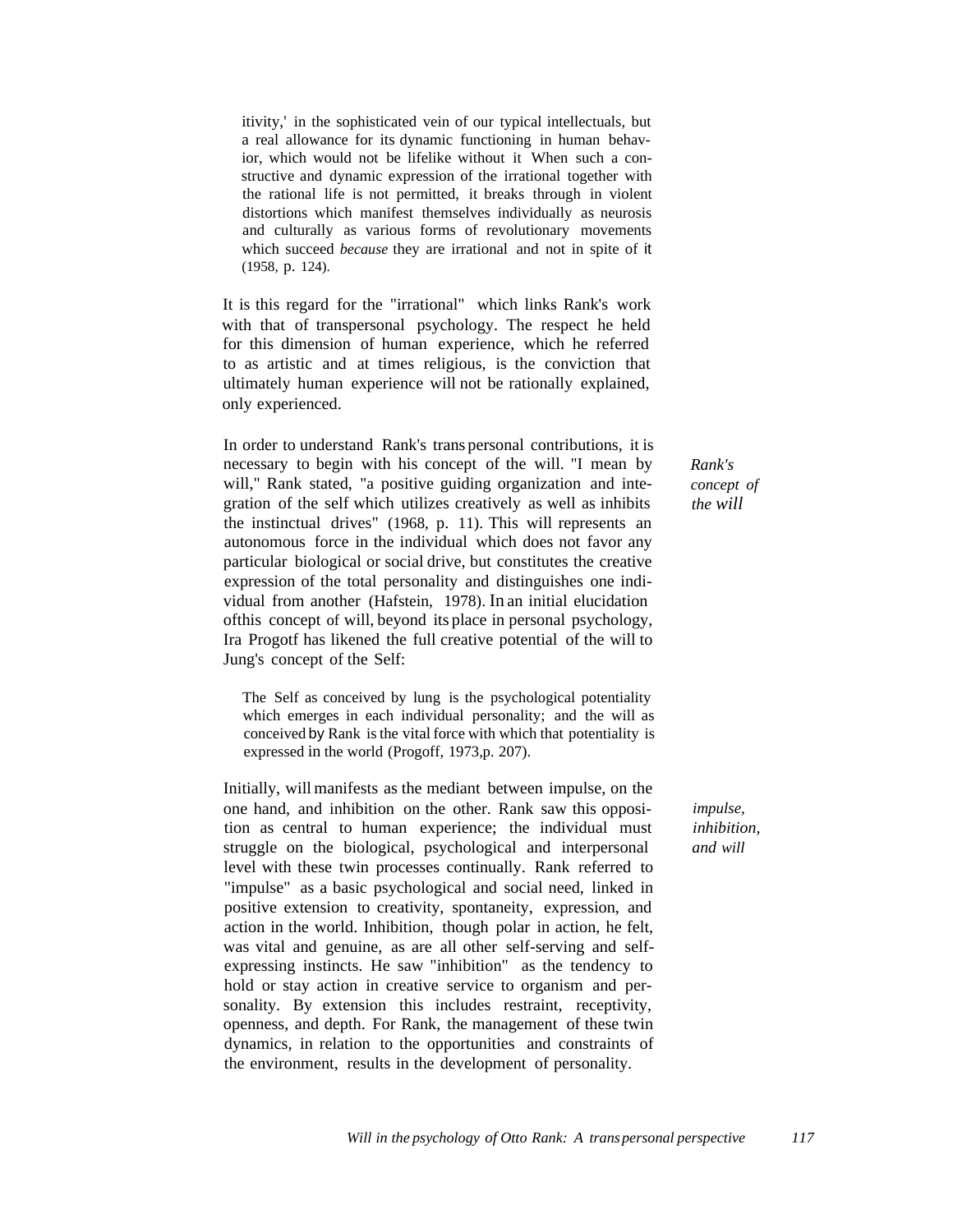> itivity,' in the sophisticated vein of our typical intellectuals, but a real allowance for its dynamic functioning in human behavior, which would not be lifelike without it When such a constructive and dynamic expression of the irrational together with the rational life is not permitted, it breaks through in violent distortions which manifest themselves individually as neurosis and culturally as various forms of revolutionary movements which succeed *because* they are irrational and not in spite of it (1958, p. 124).

It is this regard for the "irrational" which links Rank's work with that of transpersonal psychology. The respect he held for this dimension of human experience, which he referred to as artistic and at times religious, is the conviction that ultimately human experience will not be rationally explained, only experienced.

*Rank's concept of the will*

In order to understand Rank's trans personal contributions, it is necessary to begin with his concept of the will. "I mean by will," Rank stated, "a positive guiding organization and integration of the self which utilizes creatively as well as inhibits the instinctual drives" (1968, p. 11). This will represents an autonomous force in the individual which does not favor any particular biological or social drive, but constitutes the creative expression of the total personality and distinguishes one individual from another (Hafstein, 1978). In an initial elucidation ofthis concept of will, beyond its place in personal psychology, Ira Progotf has likened the full creative potential of the will to Jung's concept of the Self:

> The Self as conceived by lung is the psychological potentiality which emerges in each individual personality; and the will as conceived by Rank is the vital force with which that potentiality is expressed in the world (Progoff, 1973,p. 207).

*impulse, inhibition, and will*

Initially, will manifests as the mediant between impulse, on the one hand, and inhibition on the other. Rank saw this opposition as central to human experience; the individual must struggle on the biological, psychological and interpersonal level with these twin processes continually. Rank referred to "impulse" as a basic psychological and social need, linked in positive extension to creativity, spontaneity, expression, and action in the world. Inhibition, though polar in action, he felt, was vital and genuine, as are all other self-serving and self-expressing instincts. He saw "inhibition" as the tendency to hold or stay action in creative service to organism and personality. By extension this includes restraint, receptivity, openness, and depth. For Rank, the management of these twin dynamics, in relation to the opportunities and constraints of the environment, results in the development of personality.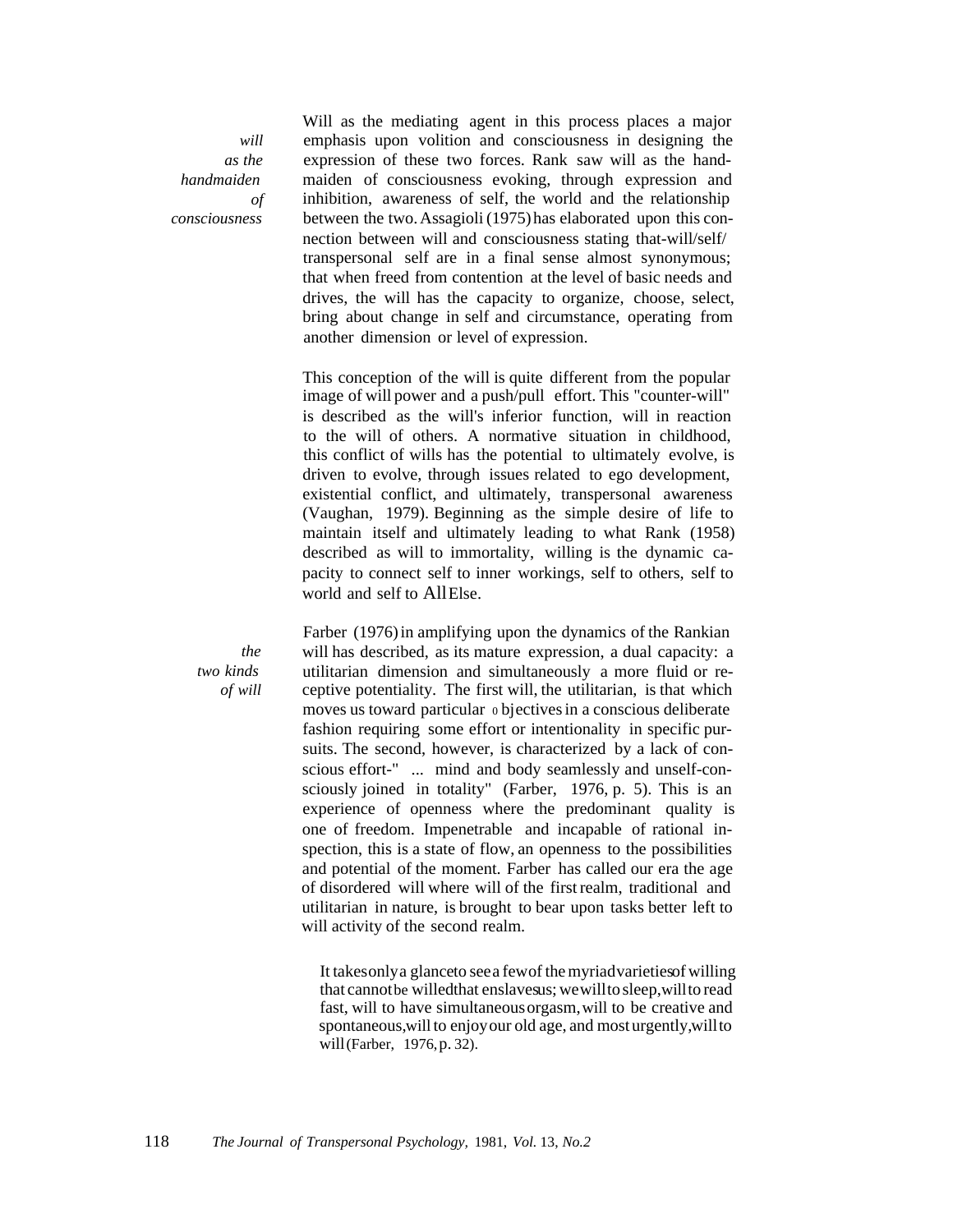*will as the handmaiden of consciousness*

Will as the mediating agent in this process places a major emphasis upon volition and consciousness in designing the expression of these two forces. Rank saw will as the handmaiden of consciousness evoking, through expression and inhibition, awareness of self, the world and the relationship between the two. Assagioli (1975) has elaborated upon this connection between will and consciousness stating that-will/self/transpersonal self are in a final sense almost synonymous; that when freed from contention at the level of basic needs and drives, the will has the capacity to organize, choose, select, bring about change in self and circumstance, operating from another dimension or level of expression.

This conception of the will is quite different from the popular image of will power and a push/pull effort. This "counter-will" is described as the will's inferior function, will in reaction to the will of others. A normative situation in childhood, this conflict of wills has the potential to ultimately evolve, is driven to evolve, through issues related to ego development, existential conflict, and ultimately, transpersonal awareness (Vaughan, 1979). Beginning as the simple desire of life to maintain itself and ultimately leading to what Rank (1958) described as will to immortality, willing is the dynamic capacity to connect self to inner workings, self to others, self to world and self to All Else.

*the two kinds of will*

Farber (1976) in amplifying upon the dynamics of the Rankian will has described, as its mature expression, a dual capacity: a utilitarian dimension and simultaneously a more fluid or receptive potentiality. The first will, the utilitarian, is that which moves us toward particular objectives in a conscious deliberate fashion requiring some effort or intentionality in specific pursuits. The second, however, is characterized by a lack of conscious effort-" ... mind and body seamlessly and unself-consciously joined in totality" (Farber, 1976, p. 5). This is an experience of openness where the predominant quality is one of freedom. Impenetrable and incapable of rational inspection, this is a state of flow, an openness to the possibilities and potential of the moment. Farber has called our era the age of disordered will where will of the first realm, traditional and utilitarian in nature, is brought to bear upon tasks better left to will activity of the second realm.

> It takes only a glance to see a few of the myriad varieties of willing that cannot be willed that enslaves us; we will to sleep, will to read fast, will to have simultaneous orgasm, will to be creative and spontaneous, will to enjoy our old age, and most urgently, will to will (Farber, 1976, p. 32).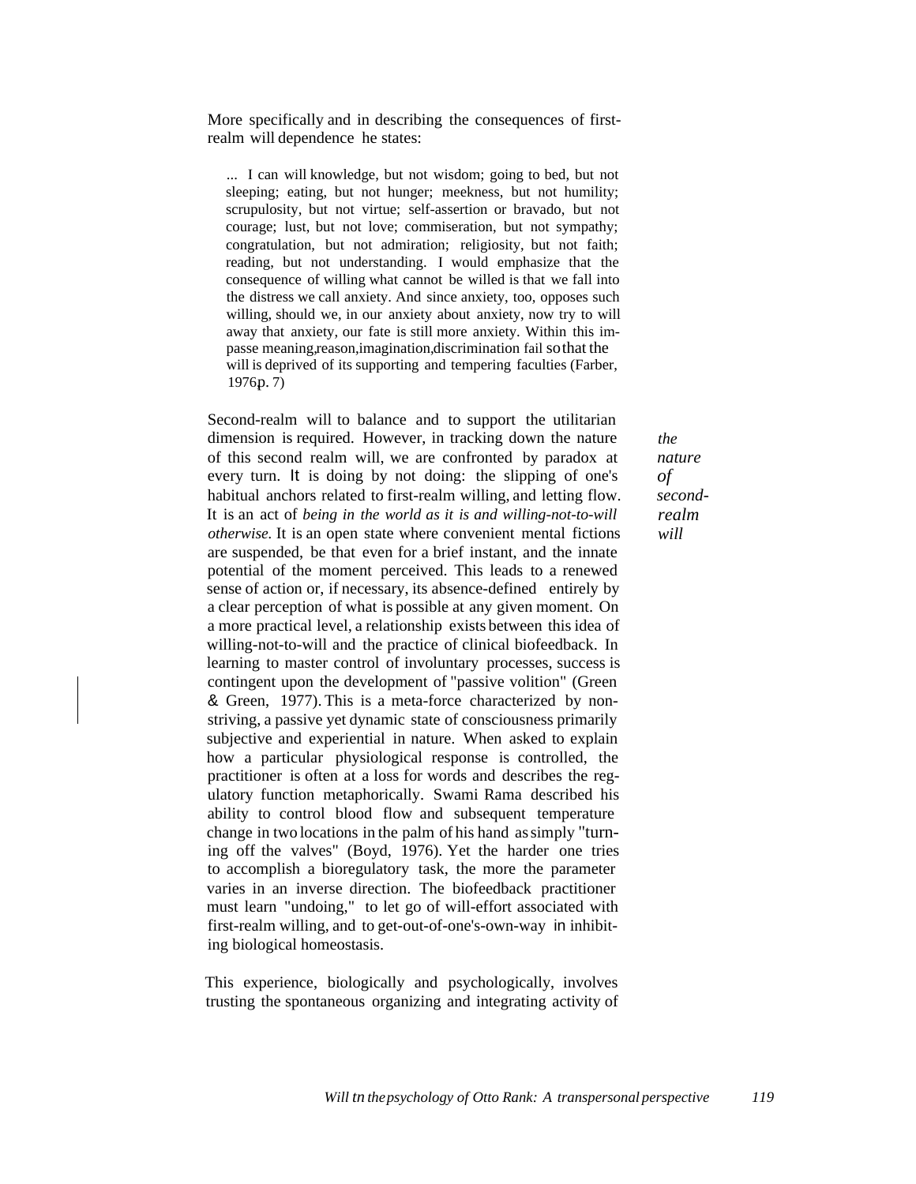More specifically and in describing the consequences of first-realm will dependence he states:

> ... I can will knowledge, but not wisdom; going to bed, but not sleeping; eating, but not hunger; meekness, but not humility; scrupulosity, but not virtue; self-assertion or bravado, but not courage; lust, but not love; commiseration, but not sympathy; congratulation, but not admiration; religiosity, but not faith; reading, but not understanding. I would emphasize that the consequence of willing what cannot be willed is that we fall into the distress we call anxiety. And since anxiety, too, opposes such willing, should we, in our anxiety about anxiety, now try to will away that anxiety, our fate is still more anxiety. Within this impasse meaning,reason,imagination,discrimination fail so that the will is deprived of its supporting and tempering faculties (Farber, 1976p. 7)

*the nature of second-realm will*

Second-realm will to balance and to support the utilitarian dimension is required. However, in tracking down the nature of this second realm will, we are confronted by paradox at every turn. It is doing by not doing: the slipping of one's habitual anchors related to first-realm willing, and letting flow. It is an act of *being in the world as it is and willing-not-to-will otherwise.* It is an open state where convenient mental fictions are suspended, be that even for a brief instant, and the innate potential of the moment perceived. This leads to a renewed sense of action or, if necessary, its absence-defined entirely by a clear perception of what is possible at any given moment. On a more practical level, a relationship exists between this idea of willing-not-to-will and the practice of clinical biofeedback. In learning to master control of involuntary processes, success is contingent upon the development of "passive volition" (Green & Green, 1977). This is a meta-force characterized by non-striving, a passive yet dynamic state of consciousness primarily subjective and experiential in nature. When asked to explain how a particular physiological response is controlled, the practitioner is often at a loss for words and describes the regulatory function metaphorically. Swami Rama described his ability to control blood flow and subsequent temperature change in two locations in the palm of his hand as simply "turning off the valves" (Boyd, 1976). Yet the harder one tries to accomplish a bioregulatory task, the more the parameter varies in an inverse direction. The biofeedback practitioner must learn "undoing," to let go of will-effort associated with first-realm willing, and to get-out-of-one's-own-way in inhibiting biological homeostasis.

This experience, biologically and psychologically, involves trusting the spontaneous organizing and integrating activity of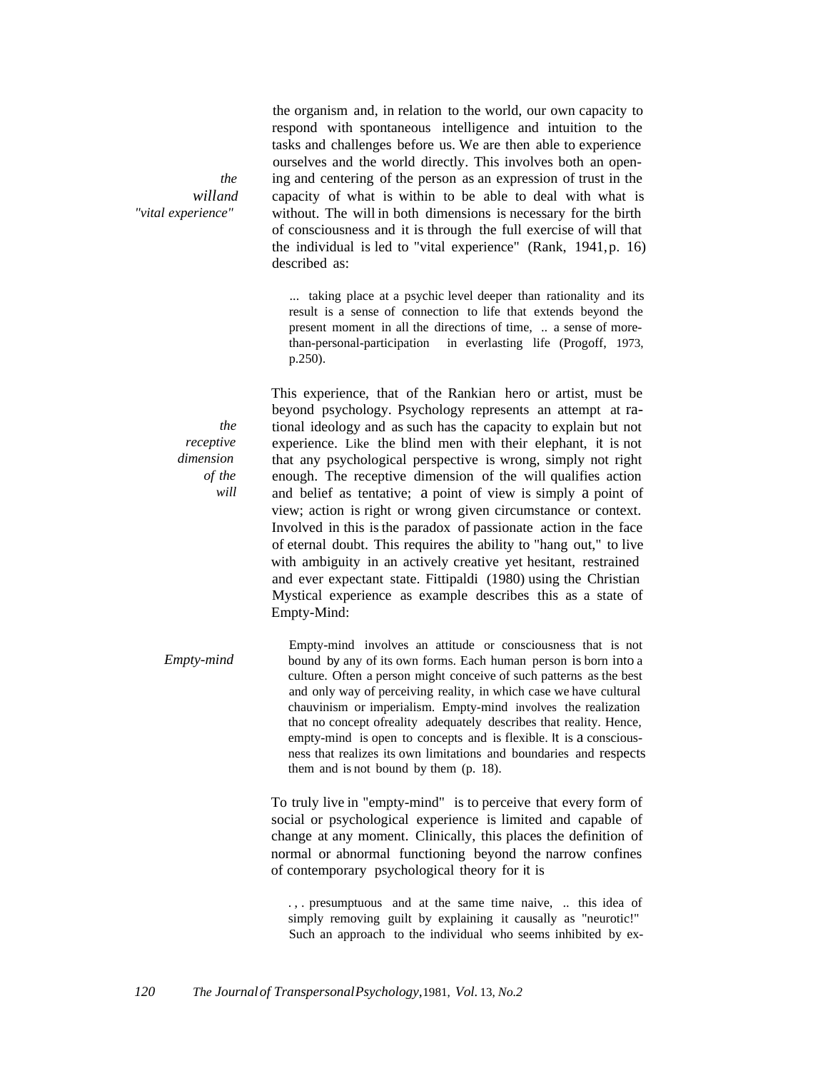the organism and, in relation to the world, our own capacity to respond with spontaneous intelligence and intuition to the tasks and challenges before us. We are then able to experience ourselves and the world directly. This involves both an opening and centering of the person as an expression of trust in the capacity of what is within to be able to deal with what is without. The will in both dimensions is necessary for the birth of consciousness and it is through the full exercise of will that the individual is led to "vital experience" (Rank, 1941, p. 16) described as:

*the will and "vital experience"*

> ... taking place at a psychic level deeper than rationality and its result is a sense of connection to life that extends beyond the present moment in all the directions of time, .. a sense of more-than-personal-participation in everlasting life (Progoff, 1973, p.250).

This experience, that of the Rankian hero or artist, must be beyond psychology. Psychology represents an attempt at rational ideology and as such has the capacity to explain but not experience. Like the blind men with their elephant, it is not that any psychological perspective is wrong, simply not right enough. The receptive dimension of the will qualifies action and belief as tentative; a point of view is simply a point of view; action is right or wrong given circumstance or context. Involved in this is the paradox of passionate action in the face of eternal doubt. This requires the ability to "hang out," to live with ambiguity in an actively creative yet hesitant, restrained and ever expectant state. Fittipaldi (1980) using the Christian Mystical experience as example describes this as a state of Empty-Mind:

*the receptive dimension of the will*

> Empty-mind involves an attitude or consciousness that is not bound by any of its own forms. Each human person is born into a culture. Often a person might conceive of such patterns as the best and only way of perceiving reality, in which case we have cultural chauvinism or imperialism. Empty-mind involves the realization that no concept of reality adequately describes that reality. Hence, empty-mind is open to concepts and is flexible. It is a consciousness that realizes its own limitations and boundaries and respects them and is not bound by them (p. 18).

*Empty-mind*

To truly live in "empty-mind" is to perceive that every form of social or psychological experience is limited and capable of change at any moment. Clinically, this places the definition of normal or abnormal functioning beyond the narrow confines of contemporary psychological theory for it is

> ... presumptuous and at the same time naive, .. this idea of simply removing guilt by explaining it causally as "neurotic!" Such an approach to the individual who seems inhibited by ex-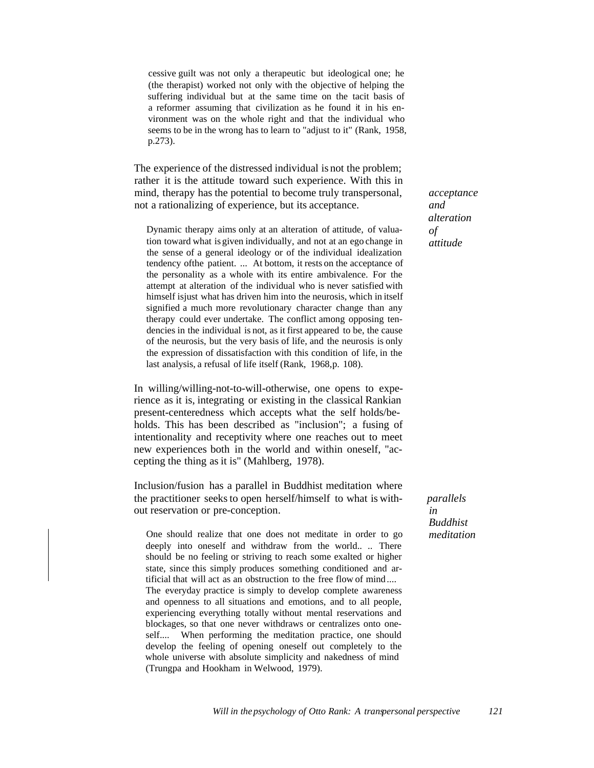> cessive guilt was not only a therapeutic but ideological one; he (the therapist) worked not only with the objective of helping the suffering individual but at the same time on the tacit basis of a reformer assuming that civilization as he found it in his environment was on the whole right and that the individual who seems to be in the wrong has to learn to "adjust to it" (Rank, 1958, p.273).

The experience of the distressed individual is not the problem; rather it is the attitude toward such experience. With this in mind, therapy has the potential to become truly transpersonal, not a rationalizing of experience, but its acceptance.

*acceptance and alteration of attitude*

> Dynamic therapy aims only at an alteration of attitude, of valuation toward what is given individually, and not at an ego change in the sense of a general ideology or of the individual idealization tendency ofthe patient. ... At bottom, it rests on the acceptance of the personality as a whole with its entire ambivalence. For the attempt at alteration of the individual who is never satisfied with himself isjust what has driven him into the neurosis, which in itself signified a much more revolutionary character change than any therapy could ever undertake. The conflict among opposing tendencies in the individual is not, as it first appeared to be, the cause of the neurosis, but the very basis of life, and the neurosis is only the expression of dissatisfaction with this condition of life, in the last analysis, a refusal of life itself (Rank, 1968,p. 108).

In willing/willing-not-to-will-otherwise, one opens to experience as it is, integrating or existing in the classical Rankian present-centeredness which accepts what the self holds/beholds. This has been described as "inclusion"; a fusing of intentionality and receptivity where one reaches out to meet new experiences both in the world and within oneself, "accepting the thing as it is" (Mahlberg, 1978).

Inclusion/fusion has a parallel in Buddhist meditation where the practitioner seeks to open herself/himself to what is without reservation or pre-conception.

*parallels in Buddhist meditation*

> One should realize that one does not meditate in order to go deeply into oneself and withdraw from the world.. .. There should be no feeling or striving to reach some exalted or higher state, since this simply produces something conditioned and artificial that will act as an obstruction to the free flow of mind .... The everyday practice is simply to develop complete awareness and openness to all situations and emotions, and to all people, experiencing everything totally without mental reservations and blockages, so that one never withdraws or centralizes onto oneself.... When performing the meditation practice, one should develop the feeling of opening oneself out completely to the whole universe with absolute simplicity and nakedness of mind (Trungpa and Hookham in Welwood, 1979).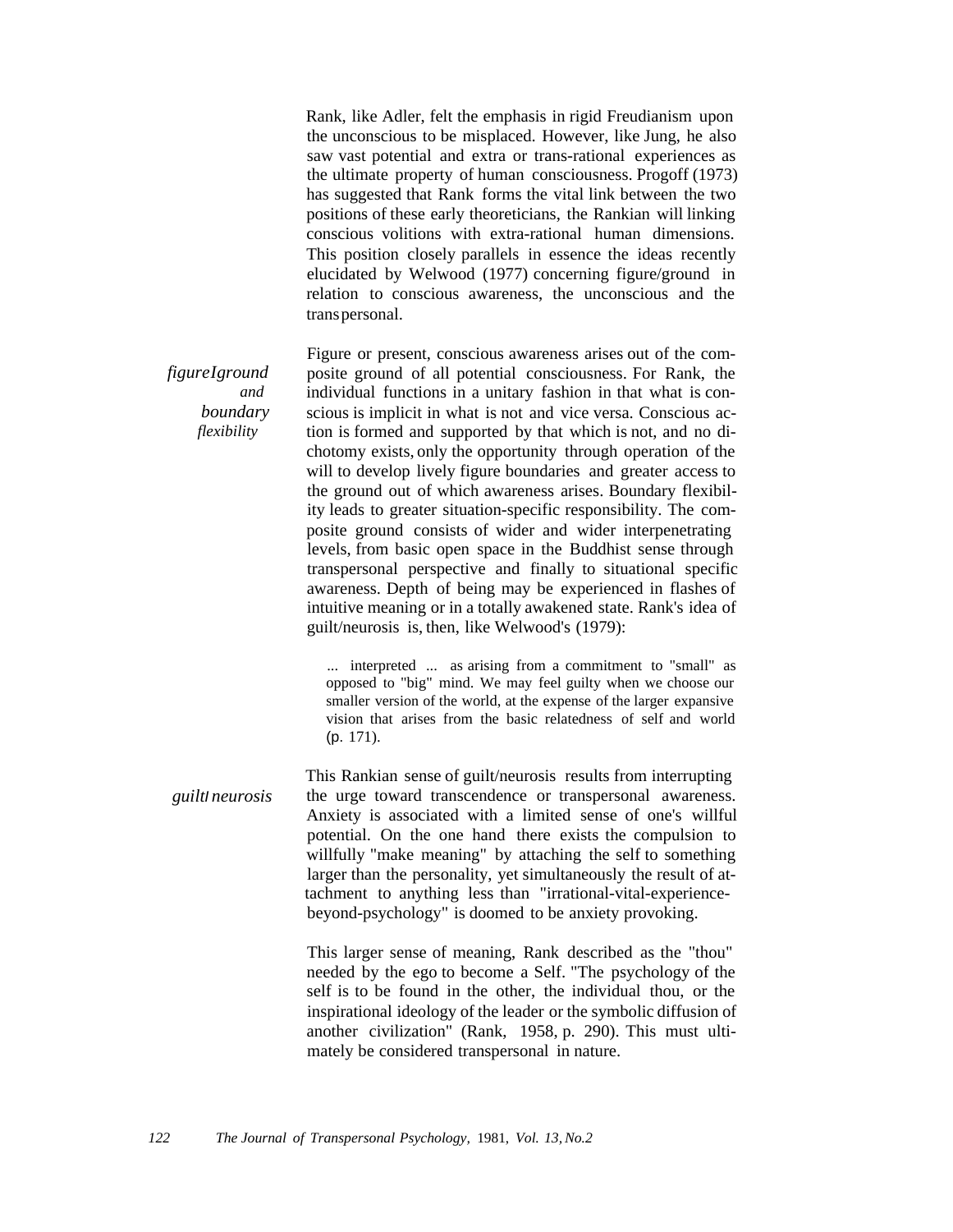Rank, like Adler, felt the emphasis in rigid Freudianism upon the unconscious to be misplaced. However, like Jung, he also saw vast potential and extra or trans-rational experiences as the ultimate property of human consciousness. Progoff (1973) has suggested that Rank forms the vital link between the two positions of these early theoreticians, the Rankian will linking conscious volitions with extra-rational human dimensions. This position closely parallels in essence the ideas recently elucidated by Welwood (1977) concerning figure/ground in relation to conscious awareness, the unconscious and the transpersonal.

*figure/ground and boundary flexibility*

Figure or present, conscious awareness arises out of the composite ground of all potential consciousness. For Rank, the individual functions in a unitary fashion in that what is conscious is implicit in what is not and vice versa. Conscious action is formed and supported by that which is not, and no dichotomy exists, only the opportunity through operation of the will to develop lively figure boundaries and greater access to the ground out of which awareness arises. Boundary flexibility leads to greater situation-specific responsibility. The composite ground consists of wider and wider interpenetrating levels, from basic open space in the Buddhist sense through transpersonal perspective and finally to situational specific awareness. Depth of being may be experienced in flashes of intuitive meaning or in a totally awakened state. Rank's idea of guilt/neurosis is, then, like Welwood's (1979):

> ... interpreted ... as arising from a commitment to "small" as opposed to "big" mind. We may feel guilty when we choose our smaller version of the world, at the expense of the larger expansive vision that arises from the basic relatedness of self and world (p. 171).

*guilt/neurosis*

This Rankian sense of guilt/neurosis results from interrupting the urge toward transcendence or transpersonal awareness. Anxiety is associated with a limited sense of one's willful potential. On the one hand there exists the compulsion to willfully "make meaning" by attaching the self to something larger than the personality, yet simultaneously the result of attachment to anything less than "irrational-vital-experience-beyond-psychology" is doomed to be anxiety provoking.

This larger sense of meaning, Rank described as the "thou" needed by the ego to become a Self. "The psychology of the self is to be found in the other, the individual thou, or the inspirational ideology of the leader or the symbolic diffusion of another civilization" (Rank, 1958, p. 290). This must ultimately be considered transpersonal in nature.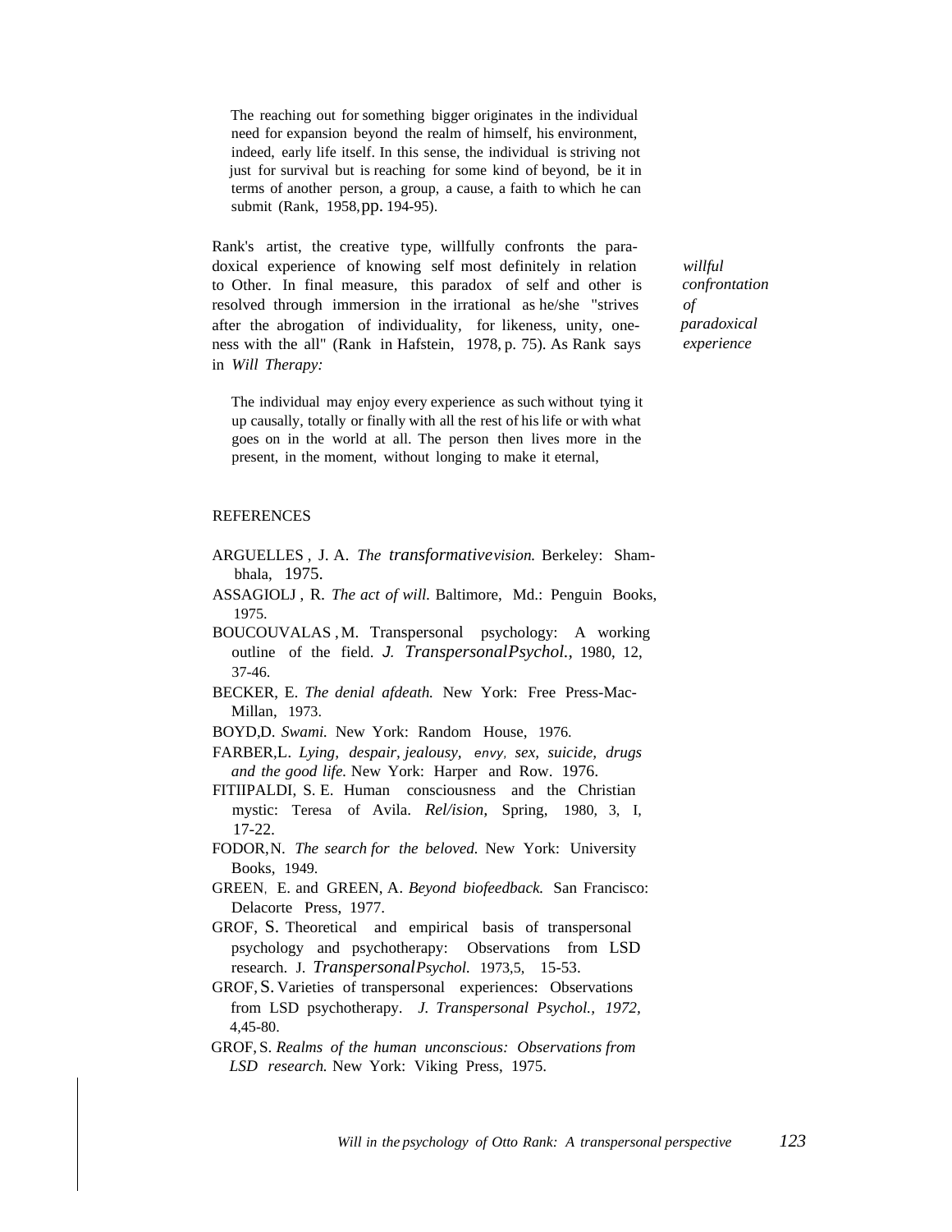> The reaching out for something bigger originates in the individual need for expansion beyond the realm of himself, his environment, indeed, early life itself. In this sense, the individual is striving not just for survival but is reaching for some kind of beyond, be it in terms of another person, a group, a cause, a faith to which he can submit (Rank, 1958, pp. 194-95).

Rank's artist, the creative type, willfully confronts the paradoxical experience of knowing self most definitely in relation to Other. In final measure, this paradox of self and other is resolved through immersion in the irrational as he/she "strives after the abrogation of individuality, for likeness, unity, oneness with the all" (Rank in Hafstein, 1978, p. 75). As Rank says in *Will Therapy:*

*willful confrontation of paradoxical experience*

> The individual may enjoy every experience as such without tying it up causally, totally or finally with all the rest of his life or with what goes on in the world at all. The person then lives more in the present, in the moment, without longing to make it eternal,

REFERENCES

ARGUELLES, J. A. *The transformative vision.* Berkeley: Shambhala, 1975.

ASSAGIOLJ, R. *The act of will.* Baltimore, Md.: Penguin Books, 1975.

BOUCOUVALAS, M. Transpersonal psychology: A working outline of the field. *J. Transpersonal Psychol.,* 1980, 12, 37-46.

BECKER, E. *The denial afdeath.* New York: Free Press-MacMillan, 1973.

BOYD, D. *Swami.* New York: Random House, 1976.

FARBER, L. *Lying, despair, jealousy, envy, sex, suicide, drugs and the good life.* New York: Harper and Row. 1976.

FITIIPALDI, S. E. Human consciousness and the Christian mystic: Teresa of Avila. *Rel/ision,* Spring, 1980, 3, I, 17-22.

FODOR, N. *The search for the beloved.* New York: University Books, 1949.

GREEN, E. and GREEN, A. *Beyond biofeedback.* San Francisco: Delacorte Press, 1977.

GROF, S. Theoretical and empirical basis of transpersonal psychology and psychotherapy: Observations from LSD research. J. *Transpersonal Psychol.* 1973, 5, 15-53.

GROF, S. Varieties of transpersonal experiences: Observations from LSD psychotherapy. *J. Transpersonal Psychol., 1972,* 4, 45-80.

GROF, S. *Realms of the human unconscious: Observations from LSD research.* New York: Viking Press, 1975.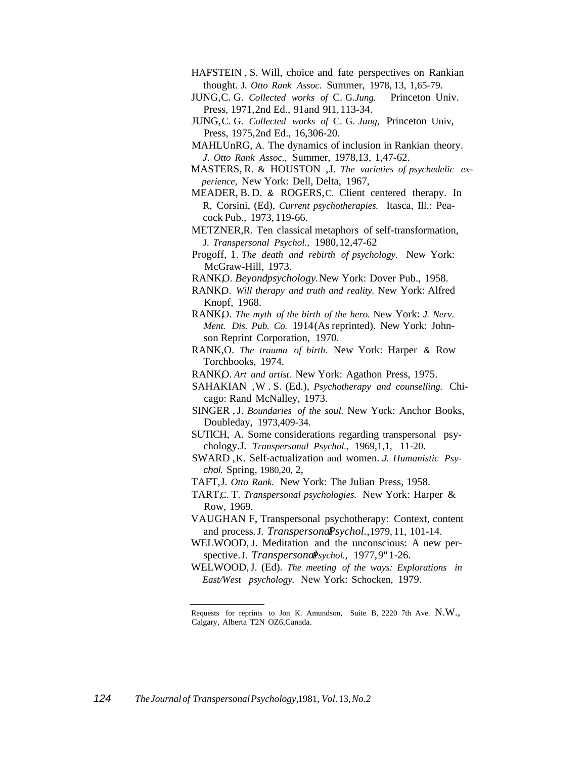HAFSTEIN , S. Will, choice and fate perspectives on Rankian thought. J. *Otto Rank Assoc.* Summer, 1978, 13, 1,65-79.

JUNG,C. G. *Collected works of* C. G.*Jung.* Princeton Univ. Press, 1971,2nd Ed., 91and 9I1, 113-34.

JUNG,C. G. *Collected works of* C. G. *Jung,* Princeton Univ, Press, 1975,2nd Ed., 16,306-20.

MAHLUnRG, A. The dynamics of inclusion in Rankian theory. *J. Otto Rank Assoc.,* Summer, 1978,13, 1,47-62.

MASTERS, R. & HOUSTON ,J. *The varieties of psychedelic experience,* New York: Dell, Delta, 1967,

MEADER, B. D. & ROGERS,C. Client centered therapy. In R, Corsini, (Ed), *Current psychotherapies.* Itasca, Ill.: Peacock Pub., 1973, 119-66.

METZNER,R. Ten classical metaphors of self-transformation, J. *Transpersonal Psychol.,* 1980, 12,47-62

Progoff, 1. *The death and rebirth of psychology.* New York: McGraw-Hill, 1973.

RANK,O. *Beyondpsychology.* New York: Dover Pub., 1958.

RANK,O. *Will therapy and truth and reality.* New York: Alfred Knopf, 1968.

RANK,O. *The myth of the birth of the hero.* New York: *J. Nerv. Ment. Dis. Pub. Co.* 1914 (As reprinted). New York: Johnson Reprint Corporation, 1970.

RANK,O. *The trauma of birth.* New York: Harper & Row Torchbooks, 1974.

RANK,O. *Art and artist.* New York: Agathon Press, 1975.

SAHAKIAN ,W . S. (Ed.), *Psychotherapy and counselling.* Chicago: Rand McNalley, 1973.

SINGER , J. *Boundaries of the soul.* New York: Anchor Books, Doubleday, 1973,409-34.

SUTICH, A. Some considerations regarding transpersonal psychology.J. *Transpersonal Psychol.,* 1969,1,1, 11-20.

SWARD , K. Self-actualization and women. *J. Humanistic Psychol.* Spring, 1980,20, 2,

TAFT,J. *Otto Rank.* New York: The Julian Press, 1958.

TART,C. T. *Transpersonal psychologies.* New York: Harper & Row, 1969.

VAUGHAN F, Transpersonal psychotherapy: Context, content and process. J. *TranspersonalPsychol.,*1979, 11, 101-14.

WELWOOD, J. Meditation and the unconscious: A new perspective. J. *TranspersonalPsychol.,* 1977, 9" 1-26.

WELWOOD, J. (Ed). *The meeting of the ways: Explorations in East/West psychology.* New York: Schocken, 1979.

---

Requests for reprints to Jon K. Amundson, Suite B, 2220 7th Ave. N.W., Calgary, Alberta T2N OZ6,Canada.